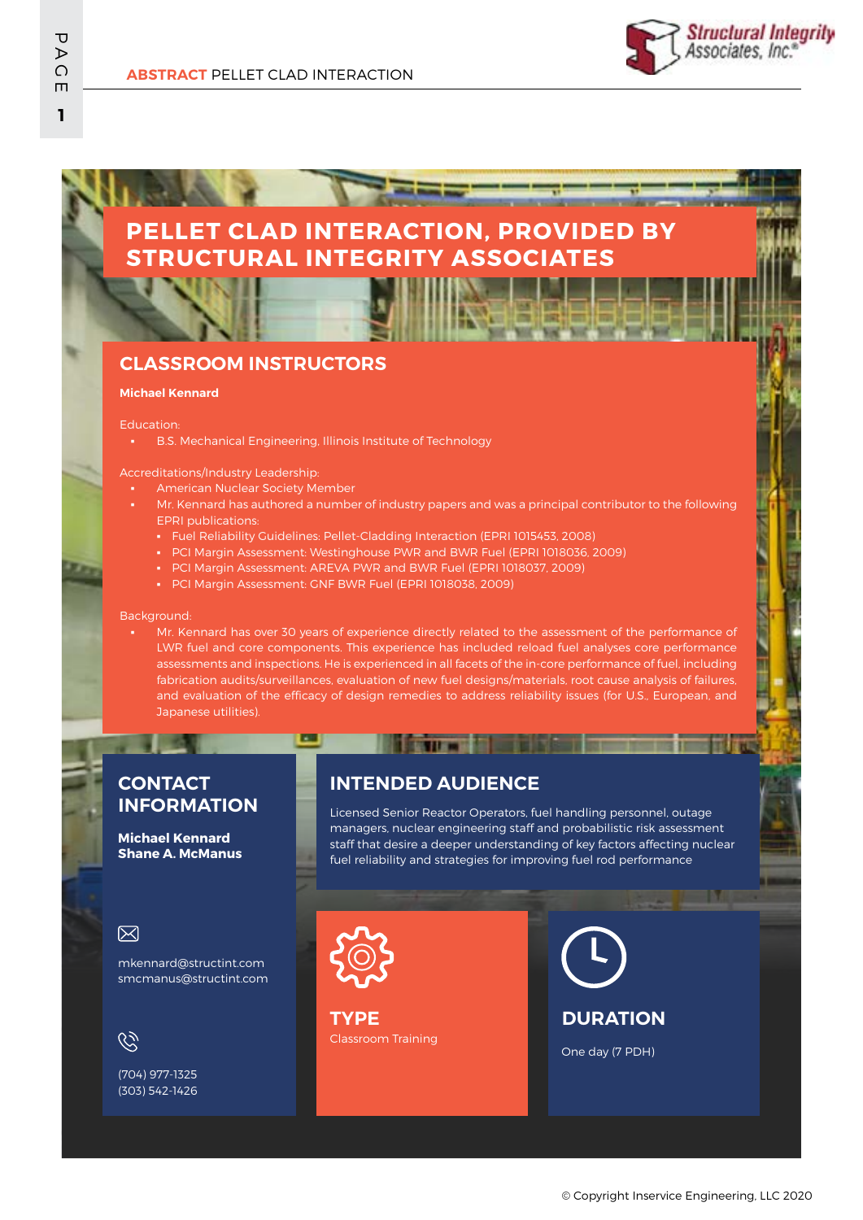# PELLET CLAD INTERACTION, PROVIDED BY STRUCTURAL INTEGRITY ASSOCIATES

## CLASSROOM INSTRUCTORS

**Michael Kennard**

Education:

- B.S. Mechanical Engineering, Illinois Institute of Technology

Accreditations/Industry Leadership:

- American Nuclear Society Member
- Mr. Kennard has authored a number of industry papers and was a principal contributor to the following EPRI publications:
  - Fuel Reliability Guidelines: Pellet-Cladding Interaction (EPRI 1015453, 2008)
  - PCI Margin Assessment: Westinghouse PWR and BWR Fuel (EPRI 1018036, 2009)
  - PCI Margin Assessment: AREVA PWR and BWR Fuel (EPRI 1018037, 2009)
  - PCI Margin Assessment: GNF BWR Fuel (EPRI 1018038, 2009)

Background:

- Mr. Kennard has over 30 years of experience directly related to the assessment of the performance of LWR fuel and core components. This experience has included reload fuel analyses core performance assessments and inspections. He is experienced in all facets of the in-core performance of fuel, including fabrication audits/surveillances, evaluation of new fuel designs/materials, root cause analysis of failures, and evaluation of the efficacy of design remedies to address reliability issues (for U.S., European, and Japanese utilities).

## CONTACT INFORMATION

**Michael Kennard**
**Shane A. McManus**

mkennard@structint.com
smcmanus@structint.com

(704) 977-1325
(303) 542-1426

## INTENDED AUDIENCE

Licensed Senior Reactor Operators, fuel handling personnel, outage managers, nuclear engineering staff and probabilistic risk assessment staff that desire a deeper understanding of key factors affecting nuclear fuel reliability and strategies for improving fuel rod performance

## TYPE

Classroom Training

## DURATION

One day (7 PDH)

© Copyright Inservice Engineering, LLC 2020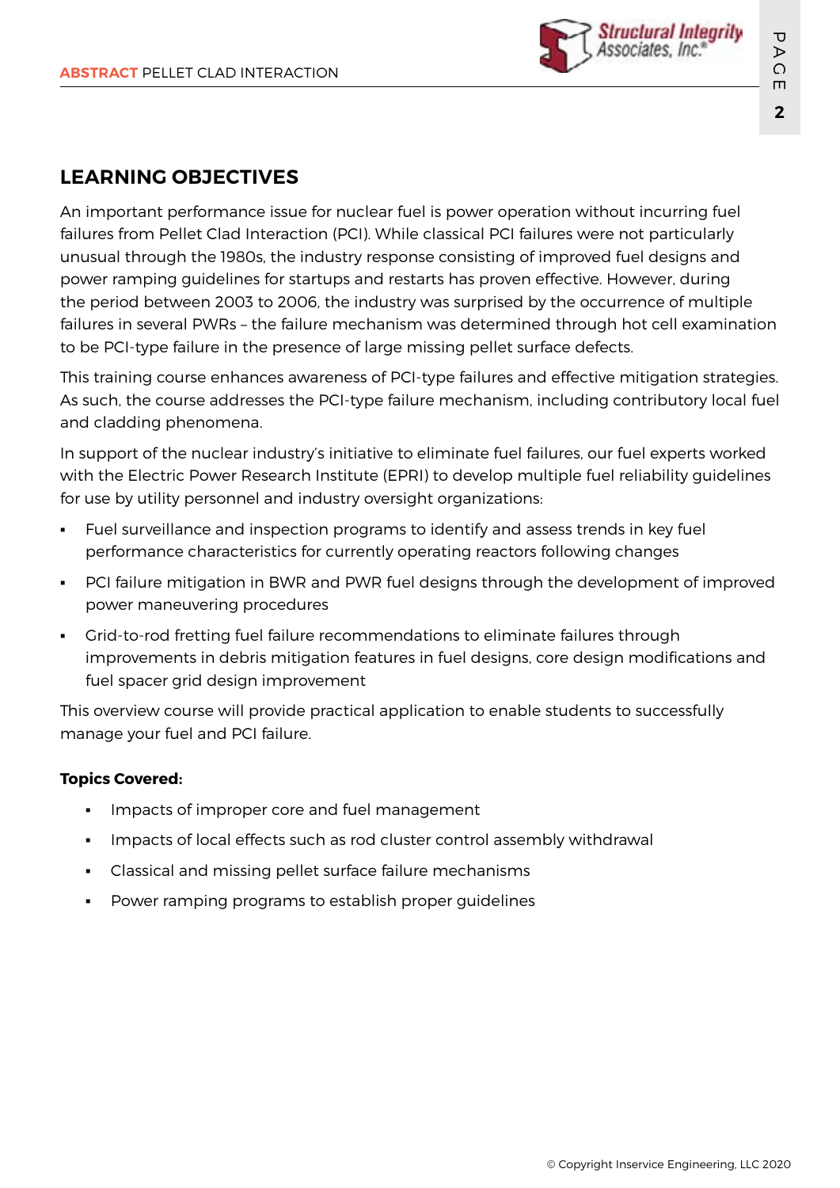## LEARNING OBJECTIVES

An important performance issue for nuclear fuel is power operation without incurring fuel failures from Pellet Clad Interaction (PCI). While classical PCI failures were not particularly unusual through the 1980s, the industry response consisting of improved fuel designs and power ramping guidelines for startups and restarts has proven effective. However, during the period between 2003 to 2006, the industry was surprised by the occurrence of multiple failures in several PWRs – the failure mechanism was determined through hot cell examination to be PCI-type failure in the presence of large missing pellet surface defects.

This training course enhances awareness of PCI-type failures and effective mitigation strategies. As such, the course addresses the PCI-type failure mechanism, including contributory local fuel and cladding phenomena.

In support of the nuclear industry's initiative to eliminate fuel failures, our fuel experts worked with the Electric Power Research Institute (EPRI) to develop multiple fuel reliability guidelines for use by utility personnel and industry oversight organizations:

- Fuel surveillance and inspection programs to identify and assess trends in key fuel performance characteristics for currently operating reactors following changes
- PCI failure mitigation in BWR and PWR fuel designs through the development of improved power maneuvering procedures
- Grid-to-rod fretting fuel failure recommendations to eliminate failures through improvements in debris mitigation features in fuel designs, core design modifications and fuel spacer grid design improvement

This overview course will provide practical application to enable students to successfully manage your fuel and PCI failure.

**Topics Covered:**

- Impacts of improper core and fuel management
- Impacts of local effects such as rod cluster control assembly withdrawal
- Classical and missing pellet surface failure mechanisms
- Power ramping programs to establish proper guidelines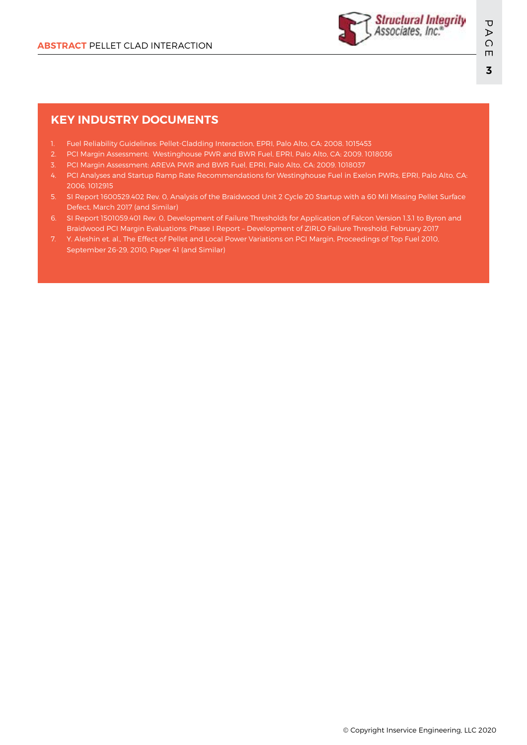## KEY INDUSTRY DOCUMENTS

1. Fuel Reliability Guidelines: Pellet-Cladding Interaction, EPRI, Palo Alto, CA: 2008. 1015453
2. PCI Margin Assessment: Westinghouse PWR and BWR Fuel, EPRI, Palo Alto, CA: 2009. 1018036
3. PCI Margin Assessment: AREVA PWR and BWR Fuel, EPRI, Palo Alto, CA: 2009. 1018037
4. PCI Analyses and Startup Ramp Rate Recommendations for Westinghouse Fuel in Exelon PWRs, EPRI, Palo Alto, CA: 2006. 1012915
5. SI Report 1600529.402 Rev. 0, Analysis of the Braidwood Unit 2 Cycle 20 Startup with a 60 Mil Missing Pellet Surface Defect, March 2017 (and Similar)
6. SI Report 1501059.401 Rev. 0, Development of Failure Thresholds for Application of Falcon Version 1.3.1 to Byron and Braidwood PCI Margin Evaluations: Phase I Report – Development of ZIRLO Failure Threshold, February 2017
7. Y. Aleshin et. al., The Effect of Pellet and Local Power Variations on PCI Margin, Proceedings of Top Fuel 2010, September 26-29, 2010, Paper 41 (and Similar)

© Copyright Inservice Engineering, LLC 2020